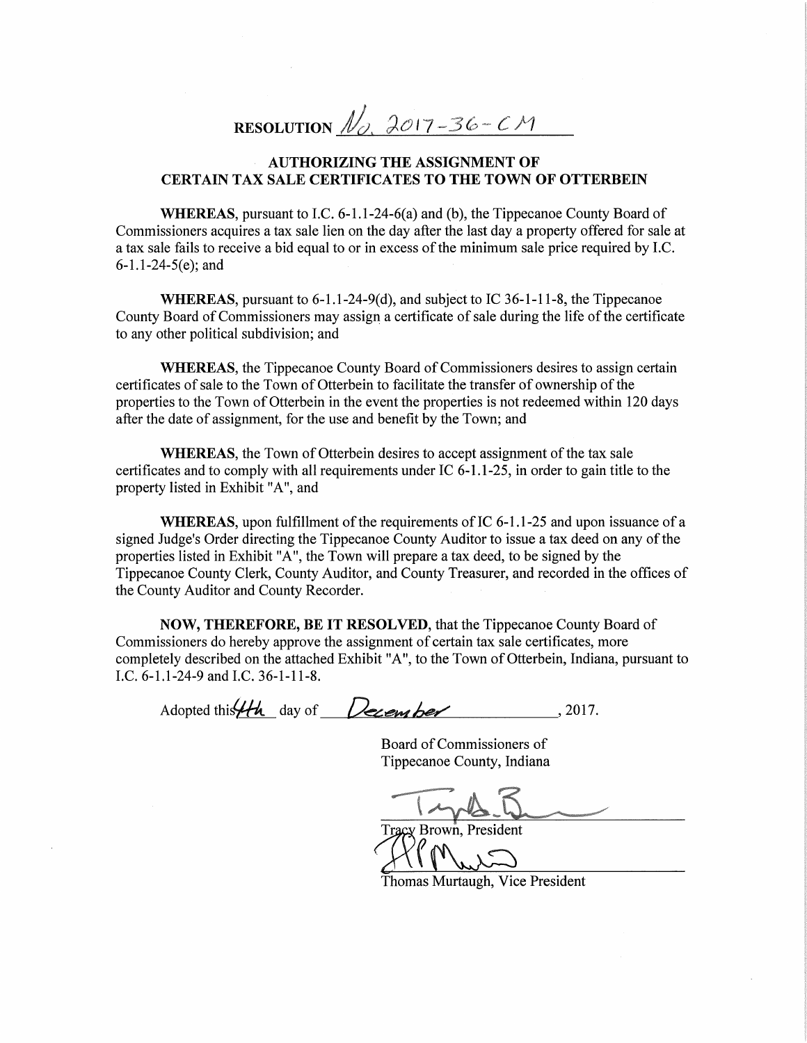# RESOLUTION No. 2017-36-CM

## AUTHORIZING THE ASSIGNMENT OF CERTAIN TAX SALE CERTIFICATES TO THE TOWN OF OTTERBEIN

**WHEREAS**, pursuant to I.C. 6-1.1-24-6(a) and (b), the Tippecanoe County Board of Commissioners acquires a tax sale lien on the day after the last day a property offered for sale at a tax sale fails to receive a bid equal to or in excess of the minimum sale price required by I.C. 6-1.1-24-5(e); and

**WHEREAS**, pursuant to 6-1.1-24-9(d), and subject to IC 36-1-11-8, the Tippecanoe County Board of Commissioners may assign a certificate of sale during the life of the certificate to any other political subdivision; and

**WHEREAS**, the Tippecanoe County Board of Commissioners desires to assign certain certificates of sale to the Town of Otterbein to facilitate the transfer of ownership of the properties to the Town of Otterbein in the event the properties is not redeemed within 120 days after the date of assignment, for the use and benefit by the Town; and

**WHEREAS**, the Town of Otterbein desires to accept assignment of the tax sale certificates and to comply with all requirements under IC 6-1.1-25, in order to gain title to the property listed in Exhibit "A", and

**WHEREAS**, upon fulfillment of the requirements of IC 6-1.1-25 and upon issuance of a signed Judge's Order directing the Tippecanoe County Auditor to issue a tax deed on any of the properties listed in Exhibit "A", the Town will prepare a tax deed, to be signed by the Tippecanoe County Clerk, County Auditor, and County Treasurer, and recorded in the offices of the County Auditor and County Recorder.

**NOW, THEREFORE, BE IT RESOLVED**, that the Tippecanoe County Board of Commissioners do hereby approve the assignment of certain tax sale certificates, more completely described on the attached Exhibit "A", to the Town of Otterbein, Indiana, pursuant to I.C. 6-1.1-24-9 and I.C. 36-1-11-8.

Adopted this 4th day of December, 2017.

Board of Commissioners of
Tippecanoe County, Indiana

Tracy Brown, President

Thomas Murtaugh, Vice President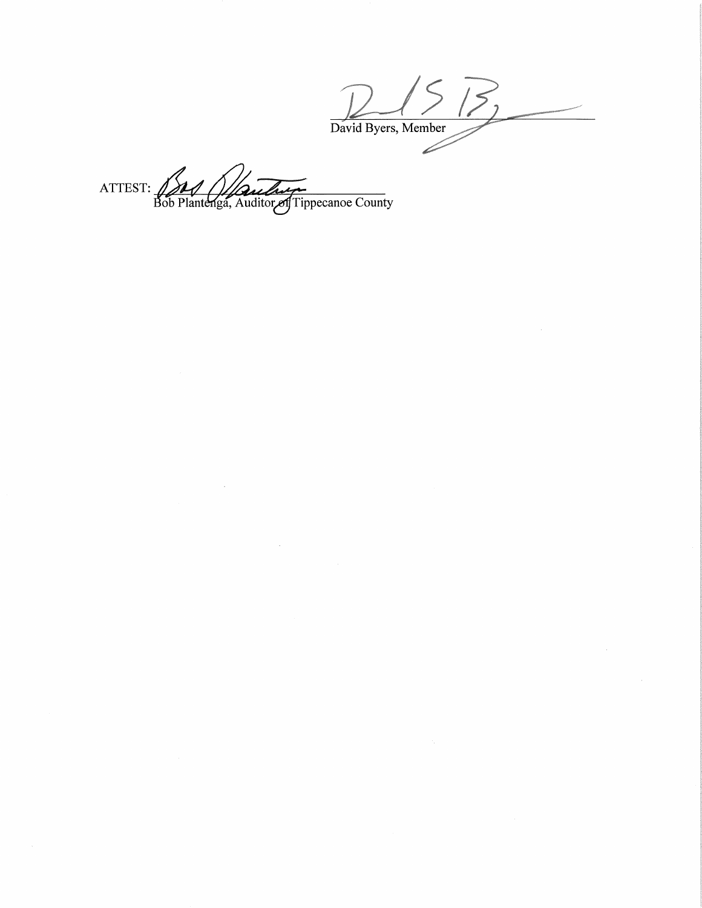_________________________
David Byers, Member

ATTEST: _________________________
Bob Plantenga, Auditor of Tippecanoe County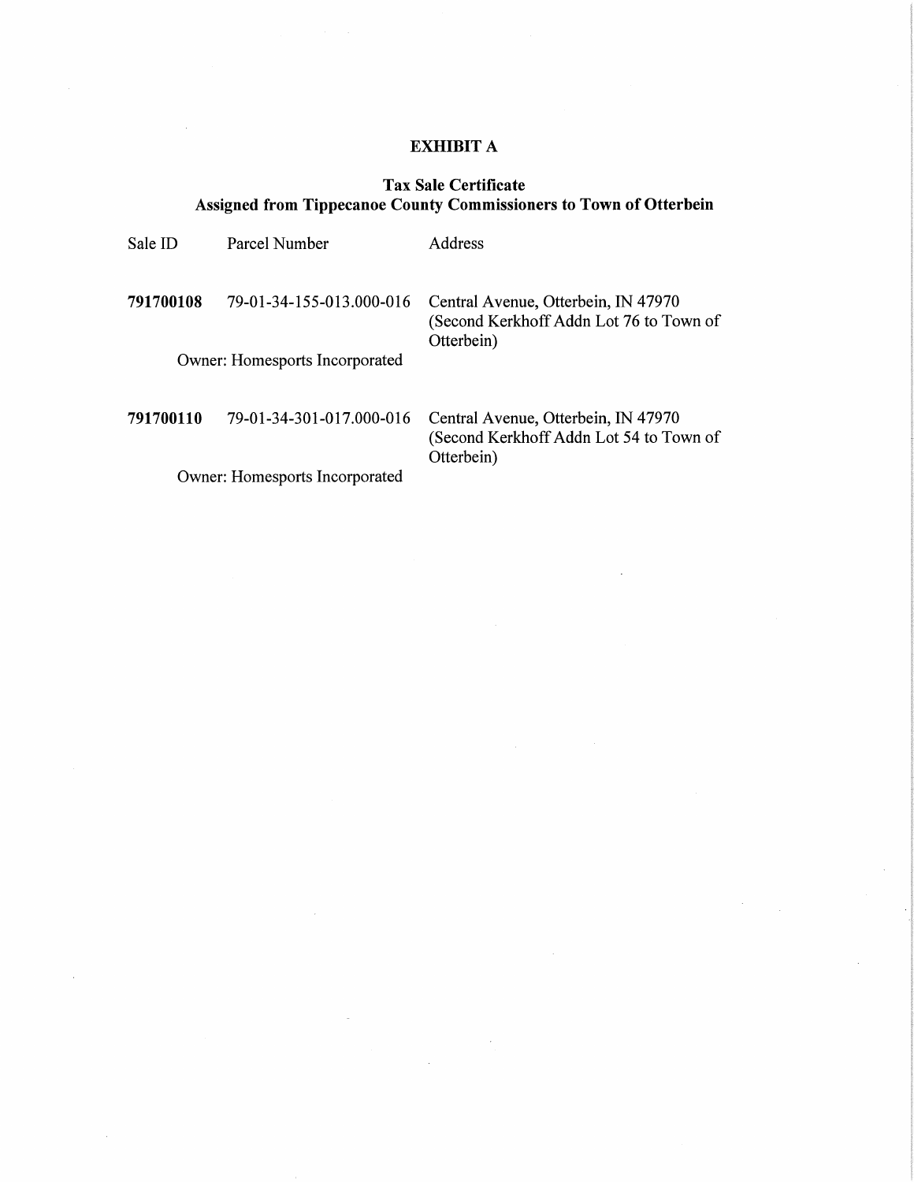# EXHIBIT A

## Tax Sale Certificate
## Assigned from Tippecanoe County Commissioners to Town of Otterbein

| Sale ID | Parcel Number | Address |
|---|---|---|
| **791700108** | 79-01-34-155-013.000-016 | Central Avenue, Otterbein, IN 47970 (Second Kerkhoff Addn Lot 76 to Town of Otterbein) |
| | Owner: Homesports Incorporated | |
| **791700110** | 79-01-34-301-017.000-016 | Central Avenue, Otterbein, IN 47970 (Second Kerkhoff Addn Lot 54 to Town of Otterbein) |
| | Owner: Homesports Incorporated | |